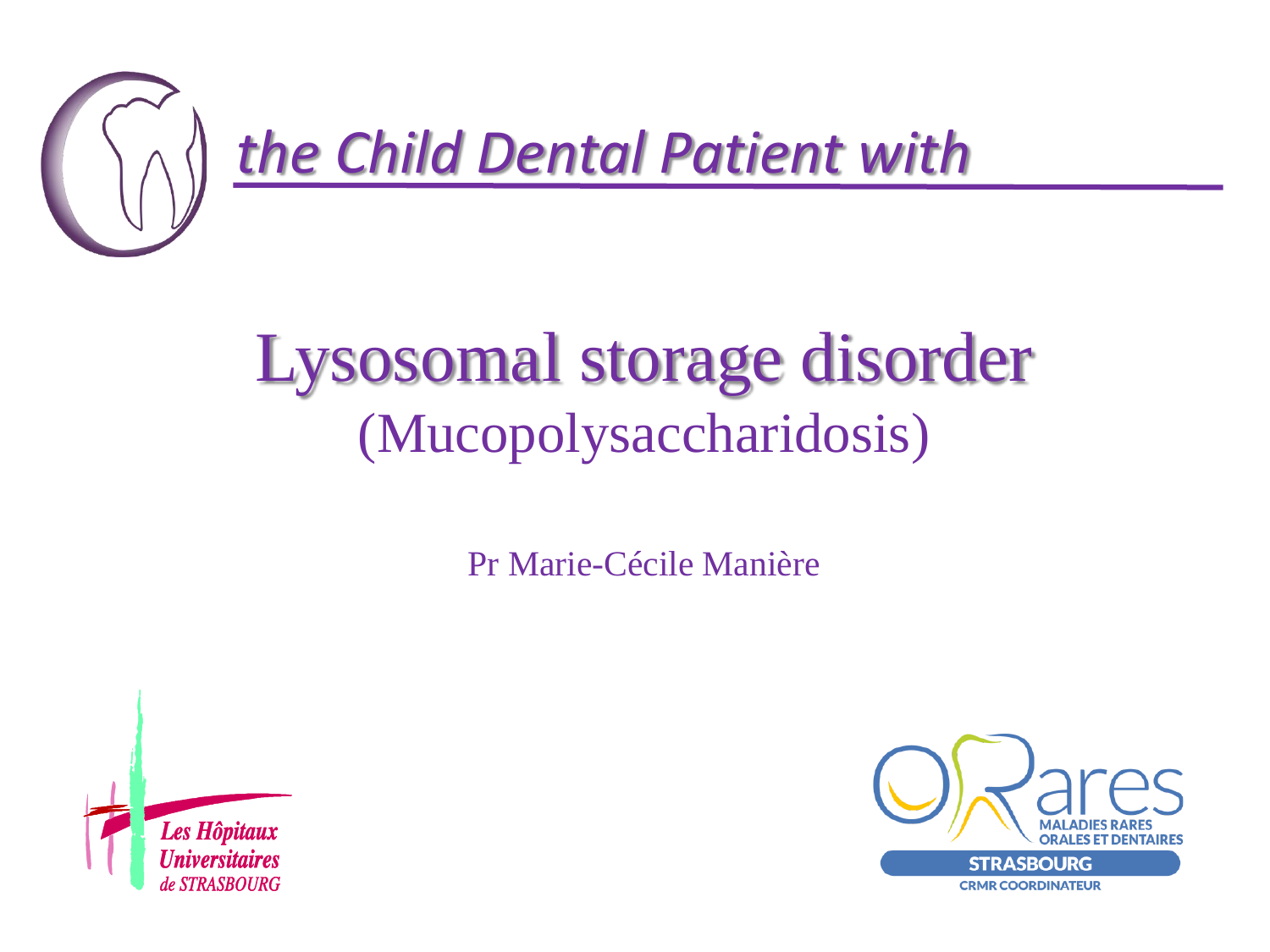*the Child Dental Patient with*

# Lysosomal storage disorder

## (Mucopolysaccharidosis)

Pr Marie-Cécile Manière

Les Hôpitaux Universitaires de STRASBOURG

ORares
MALADIES RARES ORALES ET DENTAIRES
STRASBOURG
CRMR COORDINATEUR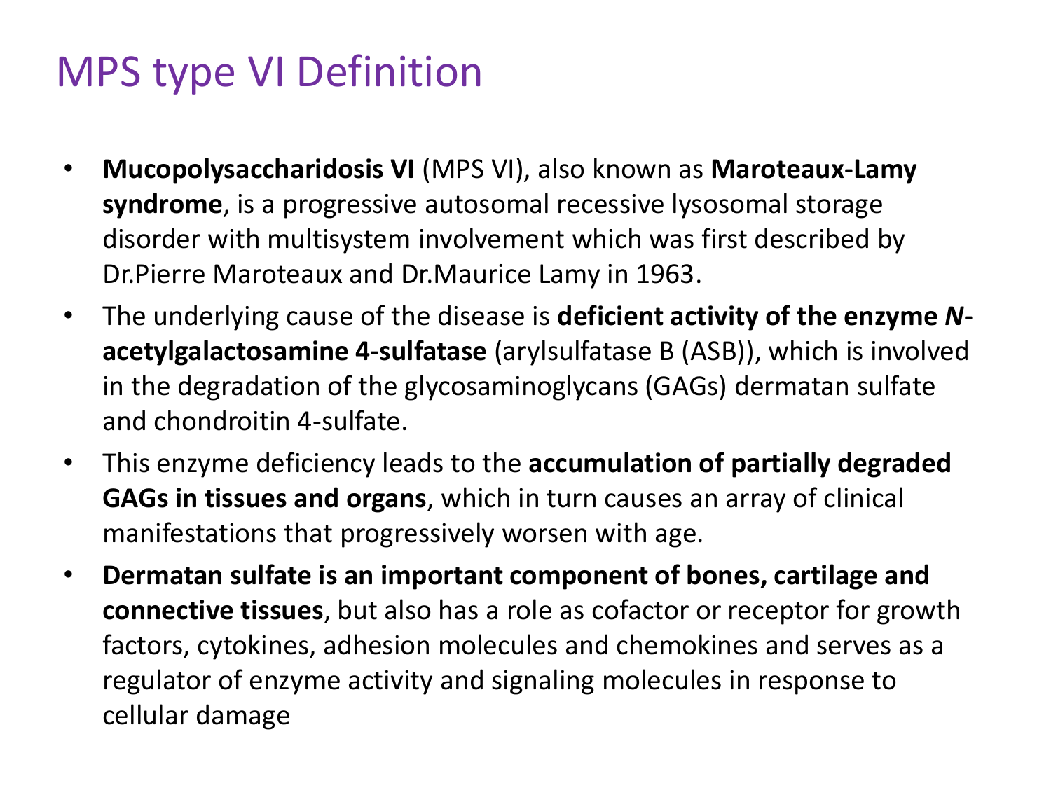# MPS type VI Definition

- **Mucopolysaccharidosis VI** (MPS VI), also known as **Maroteaux-Lamy syndrome**, is a progressive autosomal recessive lysosomal storage disorder with multisystem involvement which was first described by Dr.Pierre Maroteaux and Dr.Maurice Lamy in 1963.
- The underlying cause of the disease is **deficient activity of the enzyme *N*-acetylgalactosamine 4-sulfatase** (arylsulfatase B (ASB)), which is involved in the degradation of the glycosaminoglycans (GAGs) dermatan sulfate and chondroitin 4-sulfate.
- This enzyme deficiency leads to the **accumulation of partially degraded GAGs in tissues and organs**, which in turn causes an array of clinical manifestations that progressively worsen with age.
- **Dermatan sulfate is an important component of bones, cartilage and connective tissues**, but also has a role as cofactor or receptor for growth factors, cytokines, adhesion molecules and chemokines and serves as a regulator of enzyme activity and signaling molecules in response to cellular damage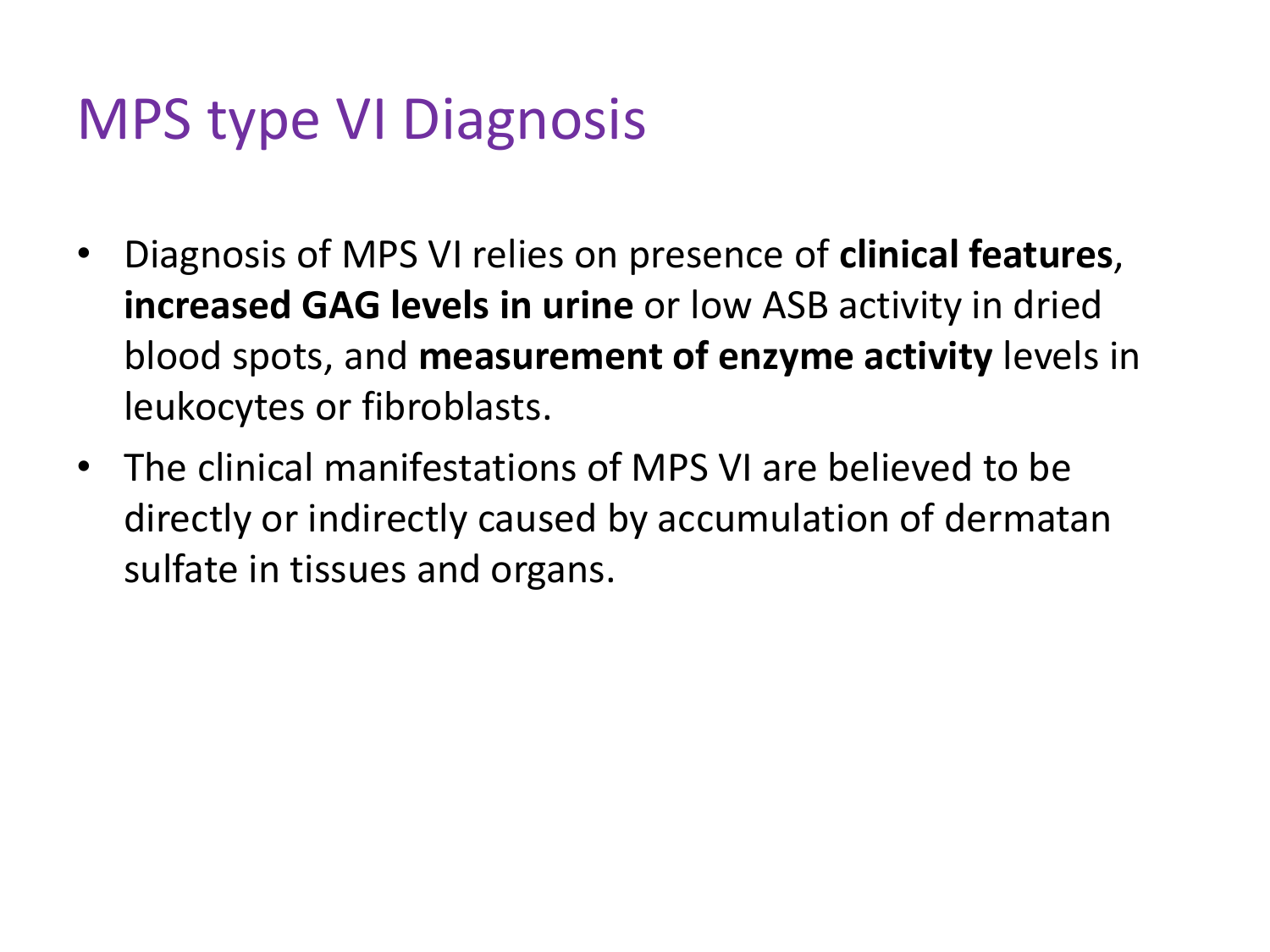# MPS type VI Diagnosis

- Diagnosis of MPS VI relies on presence of **clinical features**, **increased GAG levels in urine** or low ASB activity in dried blood spots, and **measurement of enzyme activity** levels in leukocytes or fibroblasts.
- The clinical manifestations of MPS VI are believed to be directly or indirectly caused by accumulation of dermatan sulfate in tissues and organs.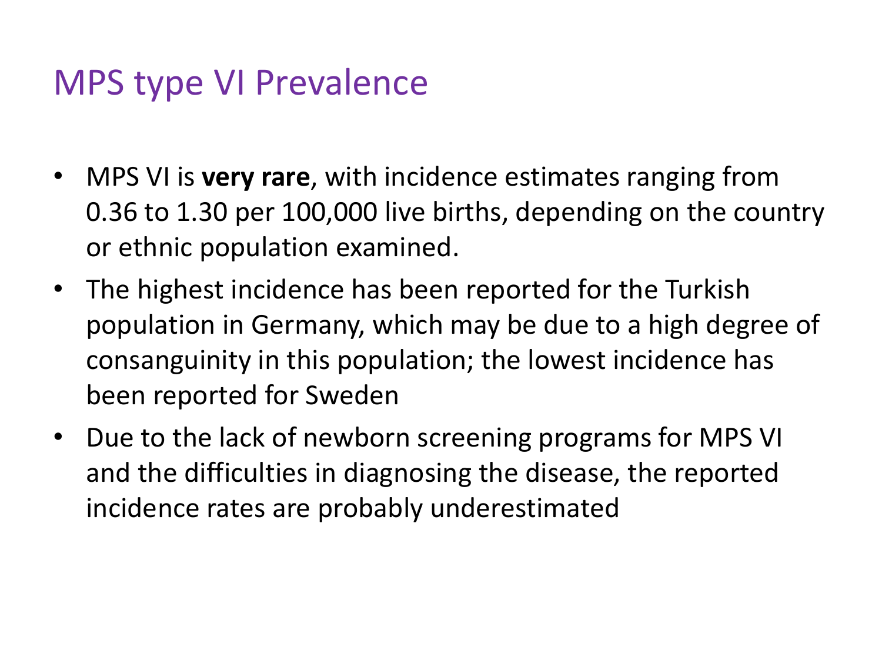# MPS type VI Prevalence

- MPS VI is **very rare**, with incidence estimates ranging from 0.36 to 1.30 per 100,000 live births, depending on the country or ethnic population examined.
- The highest incidence has been reported for the Turkish population in Germany, which may be due to a high degree of consanguinity in this population; the lowest incidence has been reported for Sweden
- Due to the lack of newborn screening programs for MPS VI and the difficulties in diagnosing the disease, the reported incidence rates are probably underestimated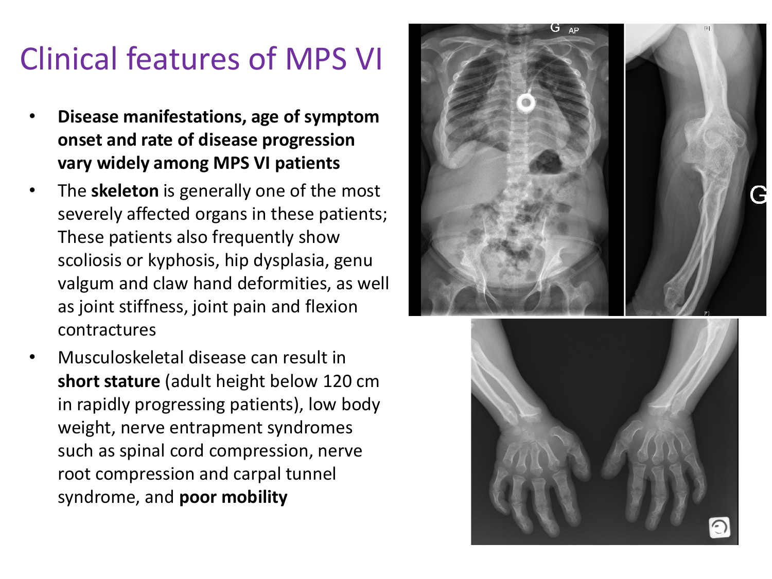# Clinical features of MPS VI

- **Disease manifestations, age of symptom onset and rate of disease progression vary widely among MPS VI patients**
- The **skeleton** is generally one of the most severely affected organs in these patients; These patients also frequently show scoliosis or kyphosis, hip dysplasia, genu valgum and claw hand deformities, as well as joint stiffness, joint pain and flexion contractures
- Musculoskeletal disease can result in **short stature** (adult height below 120 cm in rapidly progressing patients), low body weight, nerve entrapment syndromes such as spinal cord compression, nerve root compression and carpal tunnel syndrome, and **poor mobility**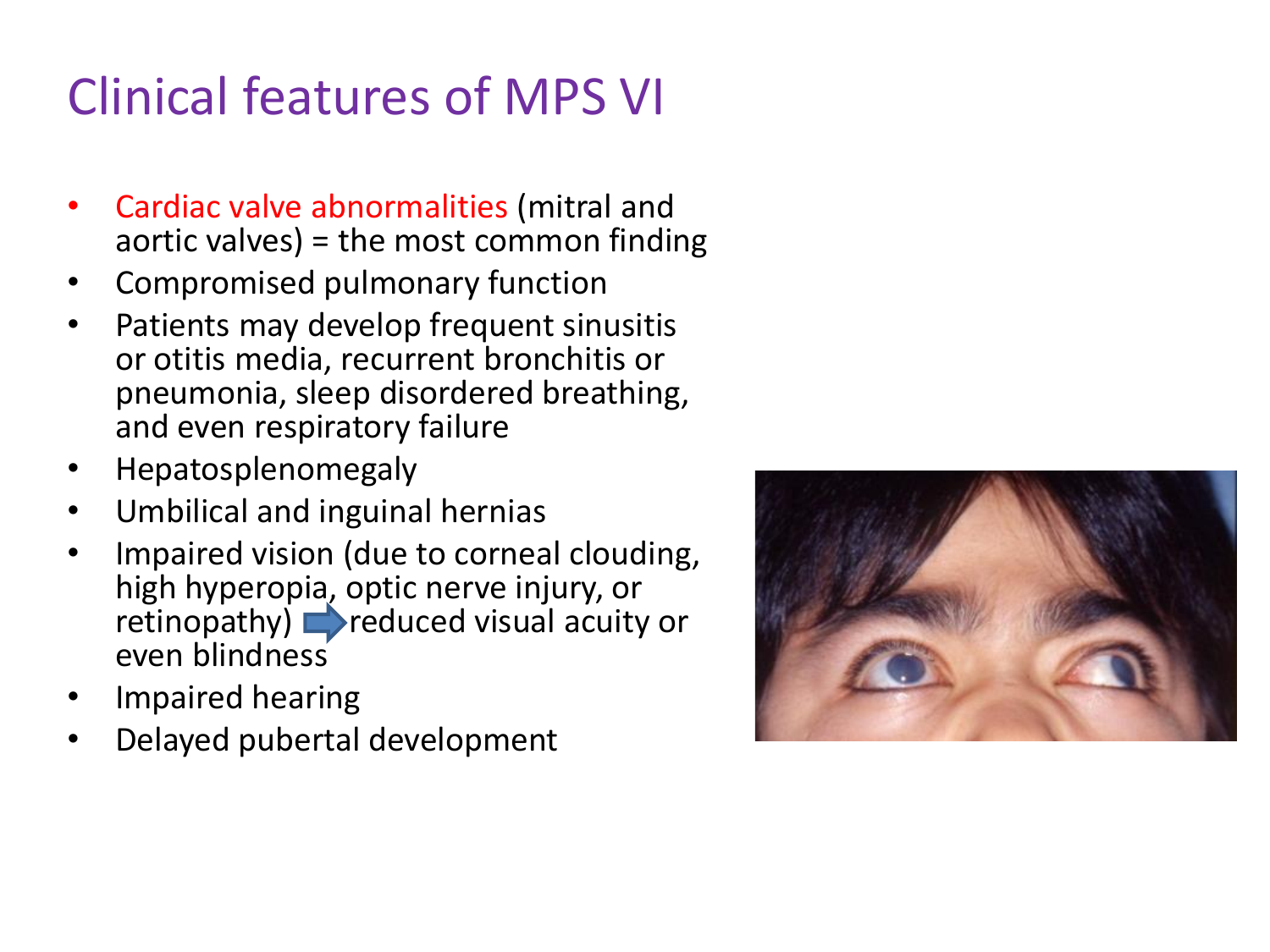# Clinical features of MPS VI

- Cardiac valve abnormalities (mitral and aortic valves) = the most common finding
- Compromised pulmonary function
- Patients may develop frequent sinusitis or otitis media, recurrent bronchitis or pneumonia, sleep disordered breathing, and even respiratory failure
- Hepatosplenomegaly
- Umbilical and inguinal hernias
- Impaired vision (due to corneal clouding, high hyperopia, optic nerve injury, or retinopathy) → reduced visual acuity or even blindness
- Impaired hearing
- Delayed pubertal development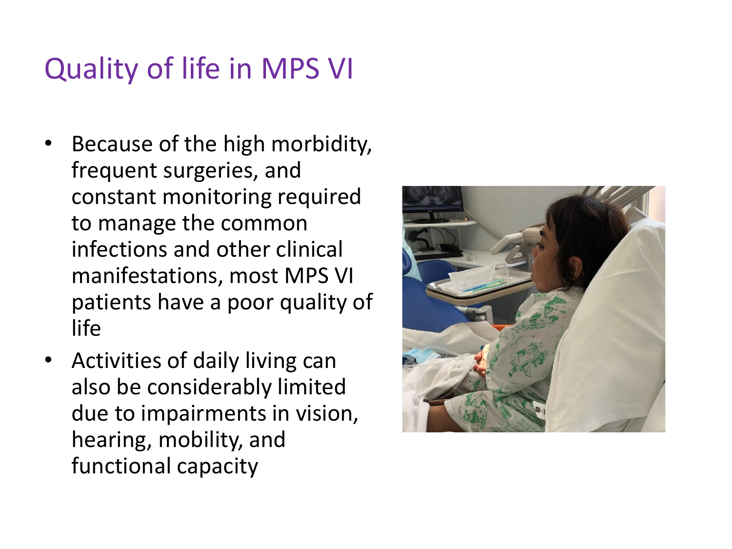# Quality of life in MPS VI

- Because of the high morbidity, frequent surgeries, and constant monitoring required to manage the common infections and other clinical manifestations, most MPS VI patients have a poor quality of life
- Activities of daily living can also be considerably limited due to impairments in vision, hearing, mobility, and functional capacity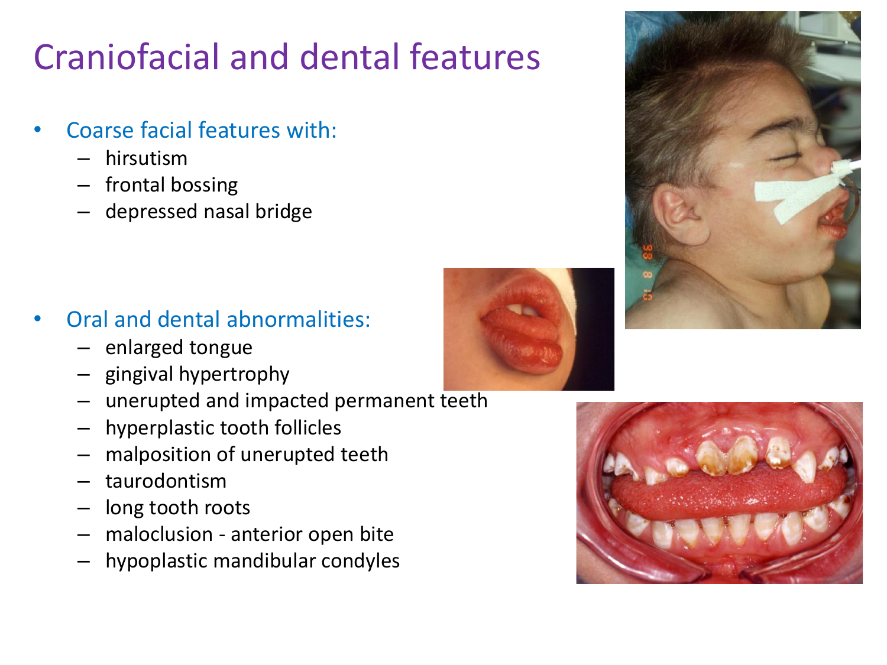# Craniofacial and dental features

- Coarse facial features with:
  - hirsutism
  - frontal bossing
  - depressed nasal bridge

- Oral and dental abnormalities:
  - enlarged tongue
  - gingival hypertrophy
  - unerupted and impacted permanent teeth
  - hyperplastic tooth follicles
  - malposition of unerupted teeth
  - taurodontism
  - long tooth roots
  - maloclusion - anterior open bite
  - hypoplastic mandibular condyles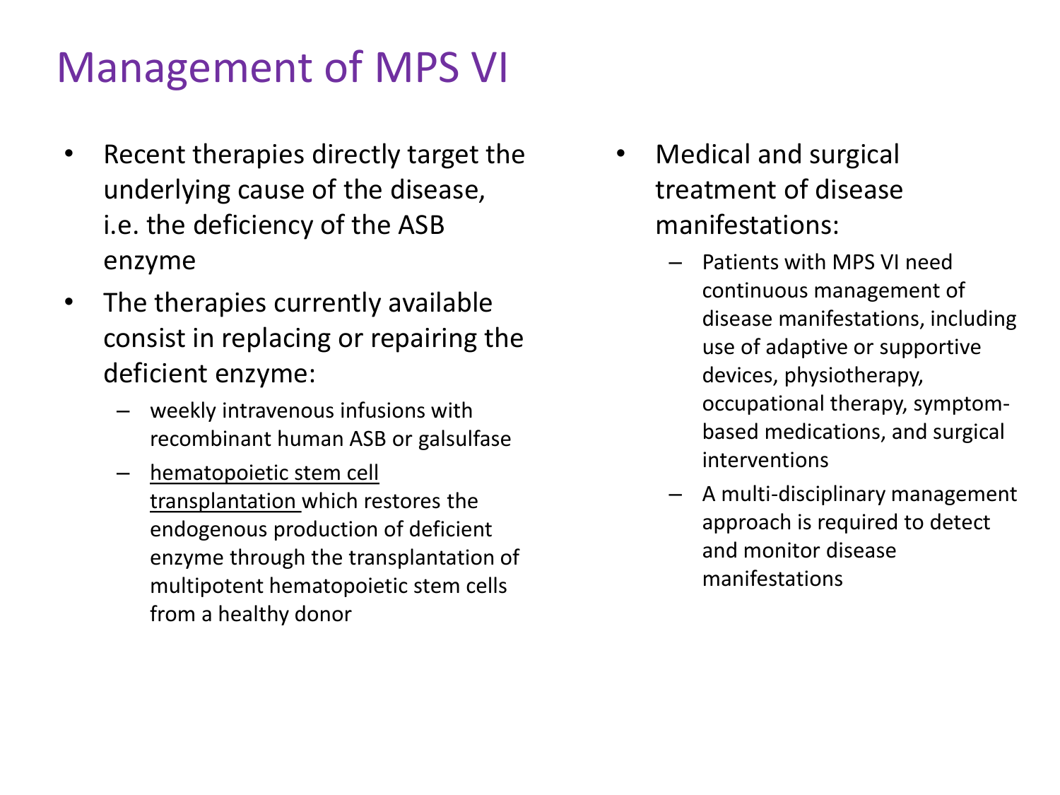# Management of MPS VI

- Recent therapies directly target the underlying cause of the disease, i.e. the deficiency of the ASB enzyme
- The therapies currently available consist in replacing or repairing the deficient enzyme:
  - weekly intravenous infusions with recombinant human ASB or galsulfase
  - hematopoietic stem cell transplantation which restores the endogenous production of deficient enzyme through the transplantation of multipotent hematopoietic stem cells from a healthy donor
- Medical and surgical treatment of disease manifestations:
  - Patients with MPS VI need continuous management of disease manifestations, including use of adaptive or supportive devices, physiotherapy, occupational therapy, symptom-based medications, and surgical interventions
  - A multi-disciplinary management approach is required to detect and monitor disease manifestations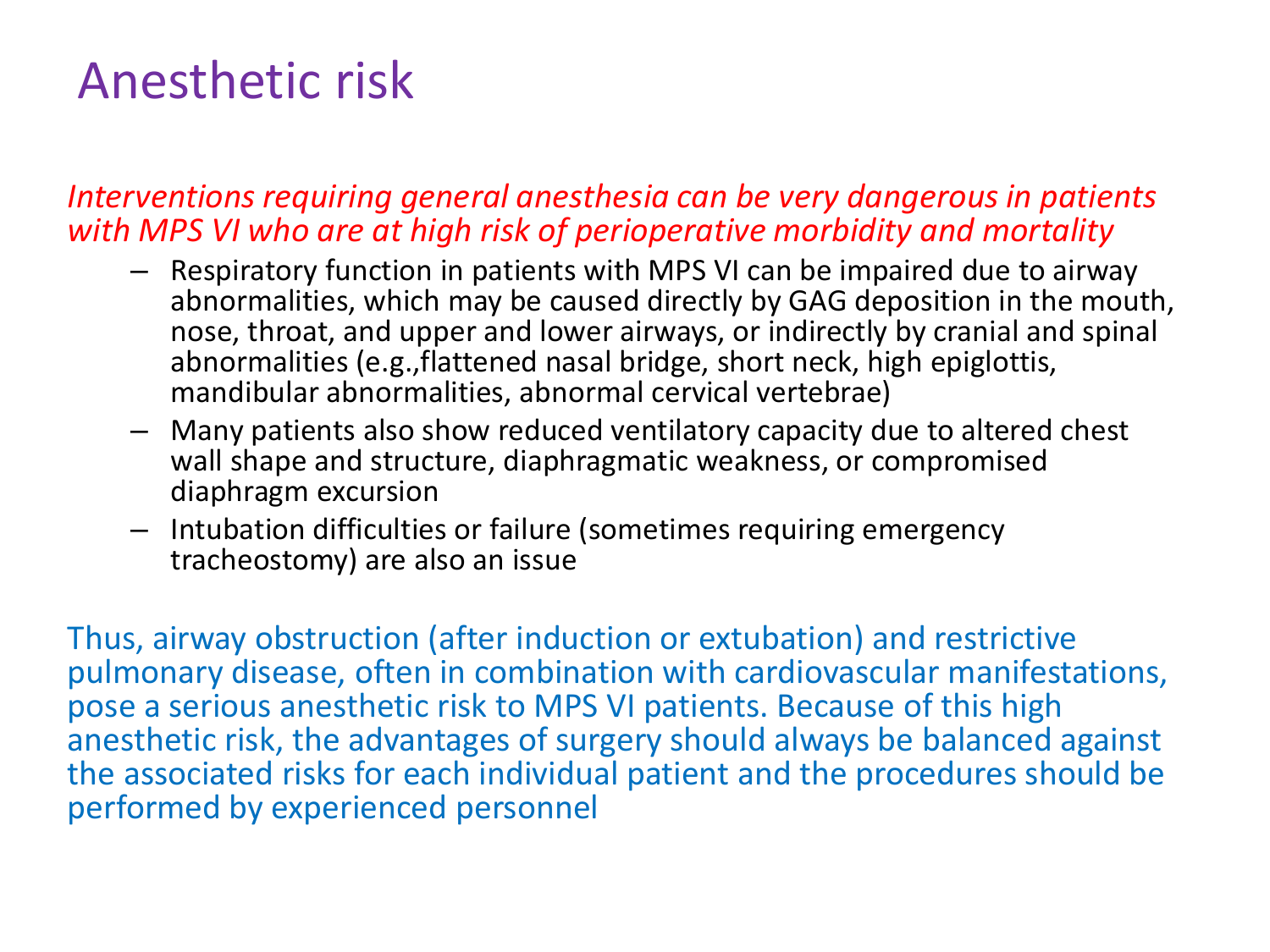# Anesthetic risk

*Interventions requiring general anesthesia can be very dangerous in patients with MPS VI who are at high risk of perioperative morbidity and mortality*

- Respiratory function in patients with MPS VI can be impaired due to airway abnormalities, which may be caused directly by GAG deposition in the mouth, nose, throat, and upper and lower airways, or indirectly by cranial and spinal abnormalities (e.g.,flattened nasal bridge, short neck, high epiglottis, mandibular abnormalities, abnormal cervical vertebrae)
- Many patients also show reduced ventilatory capacity due to altered chest wall shape and structure, diaphragmatic weakness, or compromised diaphragm excursion
- Intubation difficulties or failure (sometimes requiring emergency tracheostomy) are also an issue

Thus, airway obstruction (after induction or extubation) and restrictive pulmonary disease, often in combination with cardiovascular manifestations, pose a serious anesthetic risk to MPS VI patients. Because of this high anesthetic risk, the advantages of surgery should always be balanced against the associated risks for each individual patient and the procedures should be performed by experienced personnel